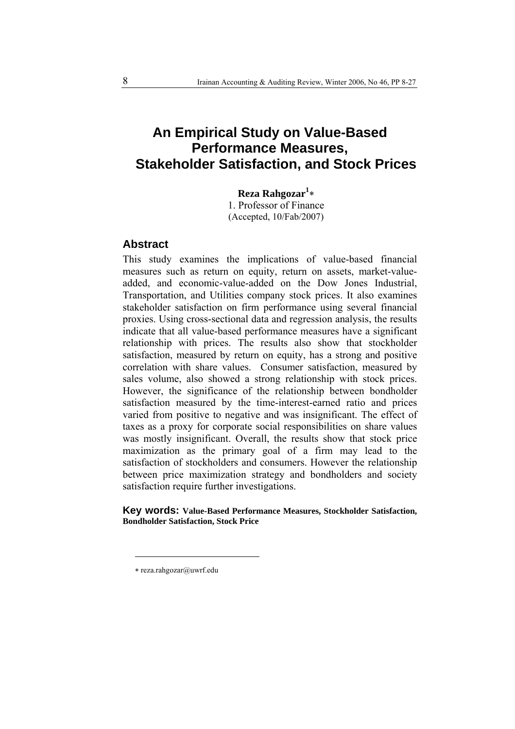# An Empirical Study on Value-Based Performance Measures, Stakeholder Satisfaction, and Stock Prices

**Reza Rahgozar[1]***

1. Professor of Finance

(Accepted, 10/Fab/2007)

## Abstract

This study examines the implications of value-based financial measures such as return on equity, return on assets, market-value-added, and economic-value-added on the Dow Jones Industrial, Transportation, and Utilities company stock prices. It also examines stakeholder satisfaction on firm performance using several financial proxies. Using cross-sectional data and regression analysis, the results indicate that all value-based performance measures have a significant relationship with prices. The results also show that stockholder satisfaction, measured by return on equity, has a strong and positive correlation with share values. Consumer satisfaction, measured by sales volume, also showed a strong relationship with stock prices. However, the significance of the relationship between bondholder satisfaction measured by the time-interest-earned ratio and prices varied from positive to negative and was insignificant. The effect of taxes as a proxy for corporate social responsibilities on share values was mostly insignificant. Overall, the results show that stock price maximization as the primary goal of a firm may lead to the satisfaction of stockholders and consumers. However the relationship between price maximization strategy and bondholders and society satisfaction require further investigations.

**Key words: Value-Based Performance Measures, Stockholder Satisfaction, Bondholder Satisfaction, Stock Price**

* reza.rahgozar@uwrf.edu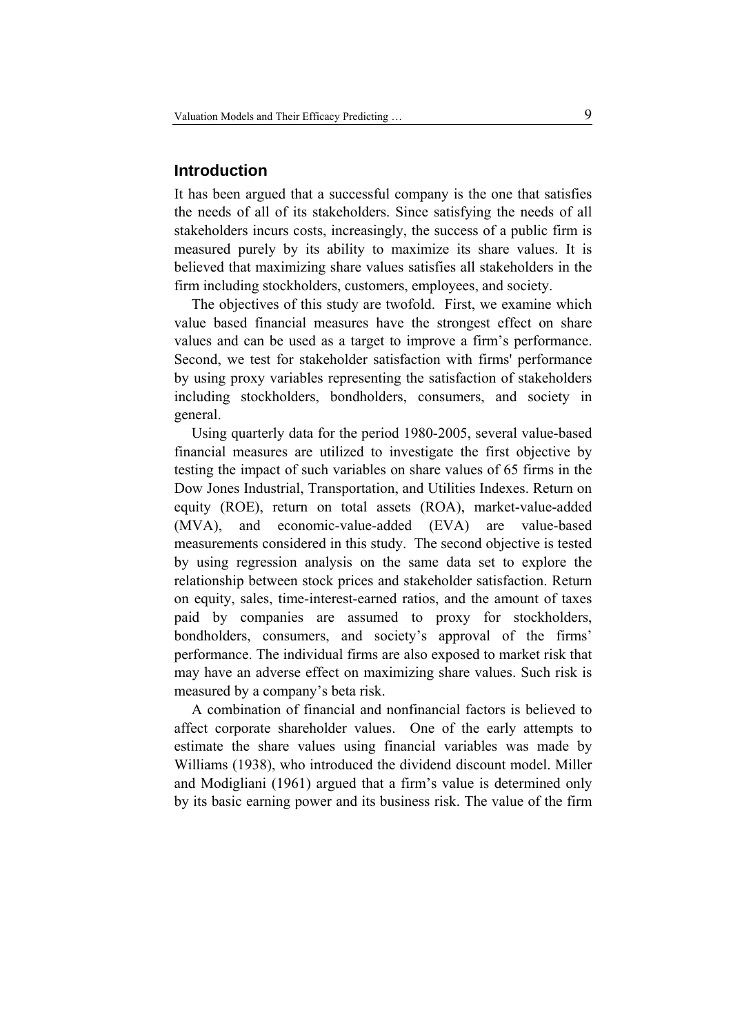## Introduction

It has been argued that a successful company is the one that satisfies the needs of all of its stakeholders. Since satisfying the needs of all stakeholders incurs costs, increasingly, the success of a public firm is measured purely by its ability to maximize its share values. It is believed that maximizing share values satisfies all stakeholders in the firm including stockholders, customers, employees, and society.

The objectives of this study are twofold. First, we examine which value based financial measures have the strongest effect on share values and can be used as a target to improve a firm's performance. Second, we test for stakeholder satisfaction with firms' performance by using proxy variables representing the satisfaction of stakeholders including stockholders, bondholders, consumers, and society in general.

Using quarterly data for the period 1980-2005, several value-based financial measures are utilized to investigate the first objective by testing the impact of such variables on share values of 65 firms in the Dow Jones Industrial, Transportation, and Utilities Indexes. Return on equity (ROE), return on total assets (ROA), market-value-added (MVA), and economic-value-added (EVA) are value-based measurements considered in this study. The second objective is tested by using regression analysis on the same data set to explore the relationship between stock prices and stakeholder satisfaction. Return on equity, sales, time-interest-earned ratios, and the amount of taxes paid by companies are assumed to proxy for stockholders, bondholders, consumers, and society's approval of the firms' performance. The individual firms are also exposed to market risk that may have an adverse effect on maximizing share values. Such risk is measured by a company's beta risk.

A combination of financial and nonfinancial factors is believed to affect corporate shareholder values. One of the early attempts to estimate the share values using financial variables was made by Williams (1938), who introduced the dividend discount model. Miller and Modigliani (1961) argued that a firm's value is determined only by its basic earning power and its business risk. The value of the firm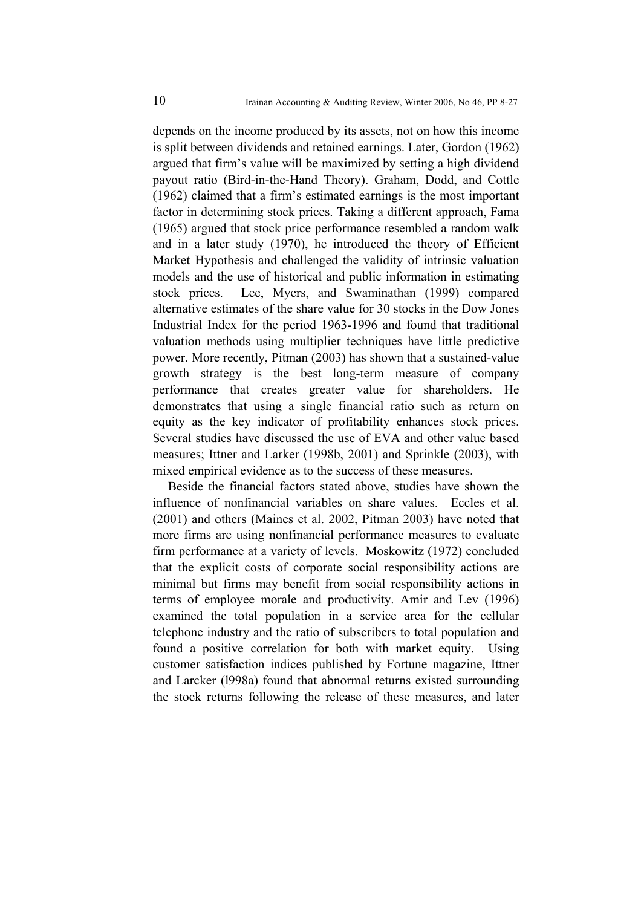depends on the income produced by its assets, not on how this income is split between dividends and retained earnings. Later, Gordon (1962) argued that firm's value will be maximized by setting a high dividend payout ratio (Bird-in-the-Hand Theory). Graham, Dodd, and Cottle (1962) claimed that a firm's estimated earnings is the most important factor in determining stock prices. Taking a different approach, Fama (1965) argued that stock price performance resembled a random walk and in a later study (1970), he introduced the theory of Efficient Market Hypothesis and challenged the validity of intrinsic valuation models and the use of historical and public information in estimating stock prices. Lee, Myers, and Swaminathan (1999) compared alternative estimates of the share value for 30 stocks in the Dow Jones Industrial Index for the period 1963-1996 and found that traditional valuation methods using multiplier techniques have little predictive power. More recently, Pitman (2003) has shown that a sustained-value growth strategy is the best long-term measure of company performance that creates greater value for shareholders. He demonstrates that using a single financial ratio such as return on equity as the key indicator of profitability enhances stock prices. Several studies have discussed the use of EVA and other value based measures; Ittner and Larker (1998b, 2001) and Sprinkle (2003), with mixed empirical evidence as to the success of these measures.

Beside the financial factors stated above, studies have shown the influence of nonfinancial variables on share values. Eccles et al. (2001) and others (Maines et al. 2002, Pitman 2003) have noted that more firms are using nonfinancial performance measures to evaluate firm performance at a variety of levels. Moskowitz (1972) concluded that the explicit costs of corporate social responsibility actions are minimal but firms may benefit from social responsibility actions in terms of employee morale and productivity. Amir and Lev (1996) examined the total population in a service area for the cellular telephone industry and the ratio of subscribers to total population and found a positive correlation for both with market equity. Using customer satisfaction indices published by Fortune magazine, Ittner and Larcker (l998a) found that abnormal returns existed surrounding the stock returns following the release of these measures, and later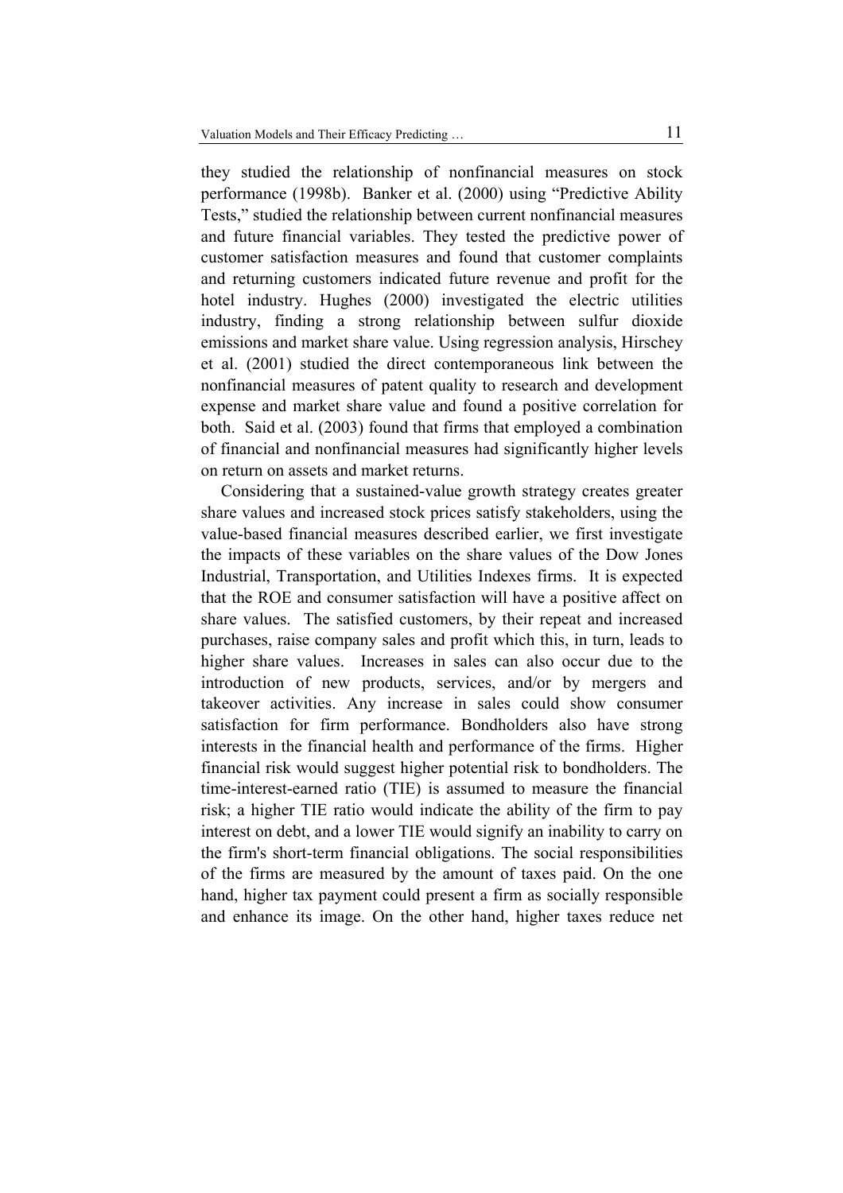they studied the relationship of nonfinancial measures on stock performance (1998b). Banker et al. (2000) using "Predictive Ability Tests," studied the relationship between current nonfinancial measures and future financial variables. They tested the predictive power of customer satisfaction measures and found that customer complaints and returning customers indicated future revenue and profit for the hotel industry. Hughes (2000) investigated the electric utilities industry, finding a strong relationship between sulfur dioxide emissions and market share value. Using regression analysis, Hirschey et al. (2001) studied the direct contemporaneous link between the nonfinancial measures of patent quality to research and development expense and market share value and found a positive correlation for both. Said et al. (2003) found that firms that employed a combination of financial and nonfinancial measures had significantly higher levels on return on assets and market returns.

Considering that a sustained-value growth strategy creates greater share values and increased stock prices satisfy stakeholders, using the value-based financial measures described earlier, we first investigate the impacts of these variables on the share values of the Dow Jones Industrial, Transportation, and Utilities Indexes firms. It is expected that the ROE and consumer satisfaction will have a positive affect on share values. The satisfied customers, by their repeat and increased purchases, raise company sales and profit which this, in turn, leads to higher share values. Increases in sales can also occur due to the introduction of new products, services, and/or by mergers and takeover activities. Any increase in sales could show consumer satisfaction for firm performance. Bondholders also have strong interests in the financial health and performance of the firms. Higher financial risk would suggest higher potential risk to bondholders. The time-interest-earned ratio (TIE) is assumed to measure the financial risk; a higher TIE ratio would indicate the ability of the firm to pay interest on debt, and a lower TIE would signify an inability to carry on the firm's short-term financial obligations. The social responsibilities of the firms are measured by the amount of taxes paid. On the one hand, higher tax payment could present a firm as socially responsible and enhance its image. On the other hand, higher taxes reduce net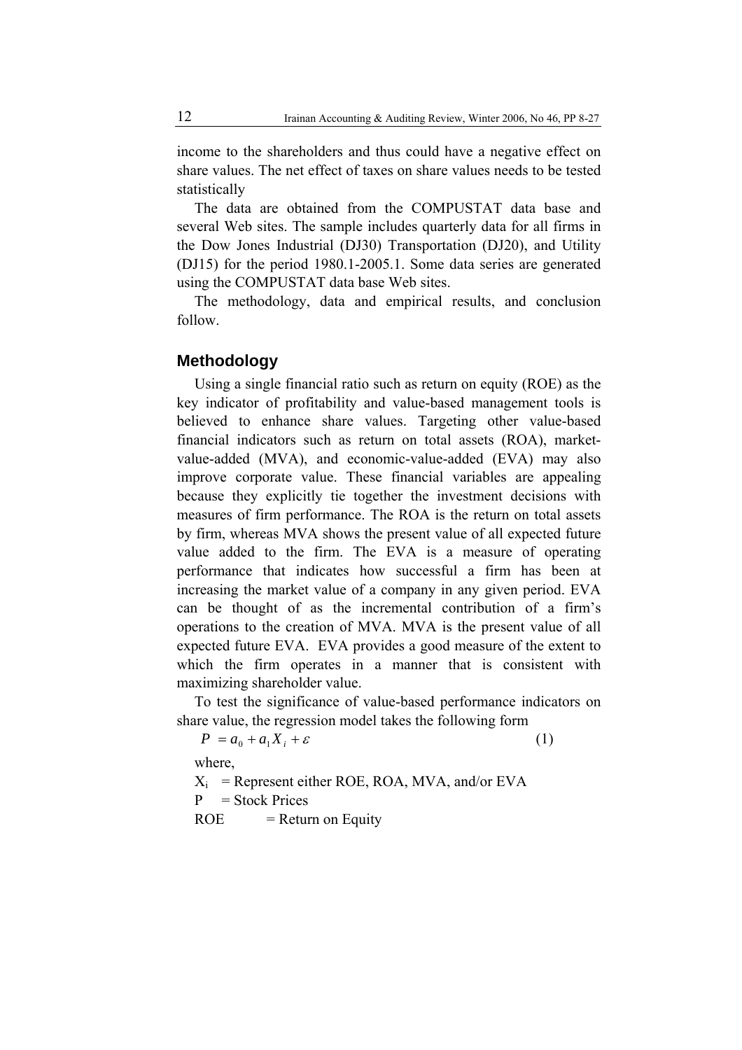income to the shareholders and thus could have a negative effect on share values. The net effect of taxes on share values needs to be tested statistically

The data are obtained from the COMPUSTAT data base and several Web sites. The sample includes quarterly data for all firms in the Dow Jones Industrial (DJ30) Transportation (DJ20), and Utility (DJ15) for the period 1980.1-2005.1. Some data series are generated using the COMPUSTAT data base Web sites.

The methodology, data and empirical results, and conclusion follow.

## Methodology

Using a single financial ratio such as return on equity (ROE) as the key indicator of profitability and value-based management tools is believed to enhance share values. Targeting other value-based financial indicators such as return on total assets (ROA), market-value-added (MVA), and economic-value-added (EVA) may also improve corporate value. These financial variables are appealing because they explicitly tie together the investment decisions with measures of firm performance. The ROA is the return on total assets by firm, whereas MVA shows the present value of all expected future value added to the firm. The EVA is a measure of operating performance that indicates how successful a firm has been at increasing the market value of a company in any given period. EVA can be thought of as the incremental contribution of a firm's operations to the creation of MVA. MVA is the present value of all expected future EVA. EVA provides a good measure of the extent to which the firm operates in a manner that is consistent with maximizing shareholder value.

To test the significance of value-based performance indicators on share value, the regression model takes the following form

$$P = a_0 + a_1 X_i + \varepsilon \qquad (1)$$

where,

$X_i$ = Represent either ROE, ROA, MVA, and/or EVA

P = Stock Prices

ROE = Return on Equity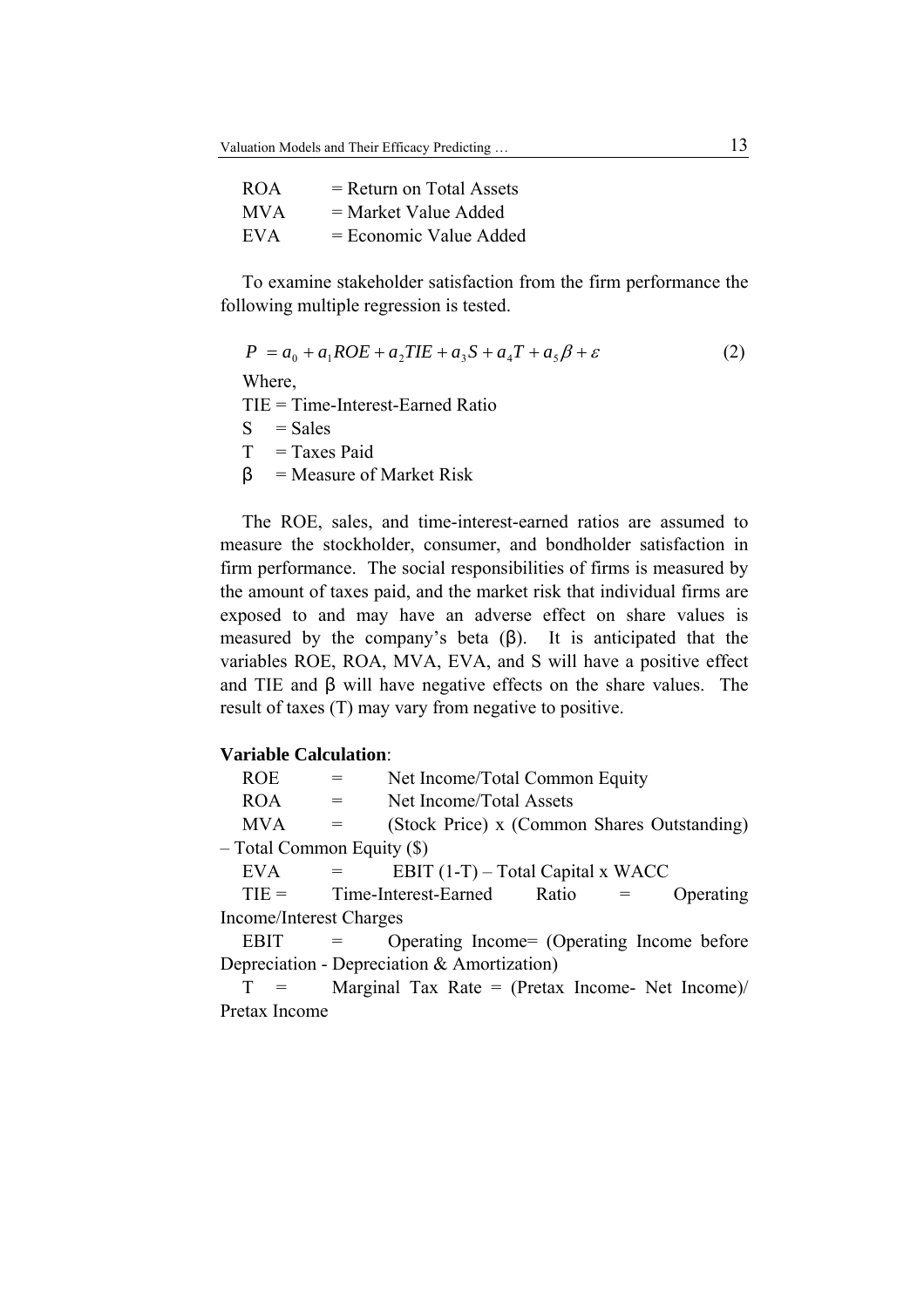ROA = Return on Total Assets
MVA = Market Value Added
EVA = Economic Value Added

To examine stakeholder satisfaction from the firm performance the following multiple regression is tested.

$$P = a_0 + a_1 ROE + a_2 TIE + a_3 S + a_4 T + a_5 \beta + \varepsilon \tag{2}$$

Where,
TIE = Time-Interest-Earned Ratio
S = Sales
T = Taxes Paid
β = Measure of Market Risk

The ROE, sales, and time-interest-earned ratios are assumed to measure the stockholder, consumer, and bondholder satisfaction in firm performance. The social responsibilities of firms is measured by the amount of taxes paid, and the market risk that individual firms are exposed to and may have an adverse effect on share values is measured by the company's beta (β). It is anticipated that the variables ROE, ROA, MVA, EVA, and S will have a positive effect and TIE and β will have negative effects on the share values. The result of taxes (T) may vary from negative to positive.

**Variable Calculation**:

ROE = Net Income/Total Common Equity
ROA = Net Income/Total Assets
MVA = (Stock Price) x (Common Shares Outstanding) – Total Common Equity ($)
EVA = EBIT (1-T) – Total Capital x WACC
TIE = Time-Interest-Earned Ratio = Operating Income/Interest Charges
EBIT = Operating Income= (Operating Income before Depreciation - Depreciation & Amortization)
T = Marginal Tax Rate = (Pretax Income- Net Income)/ Pretax Income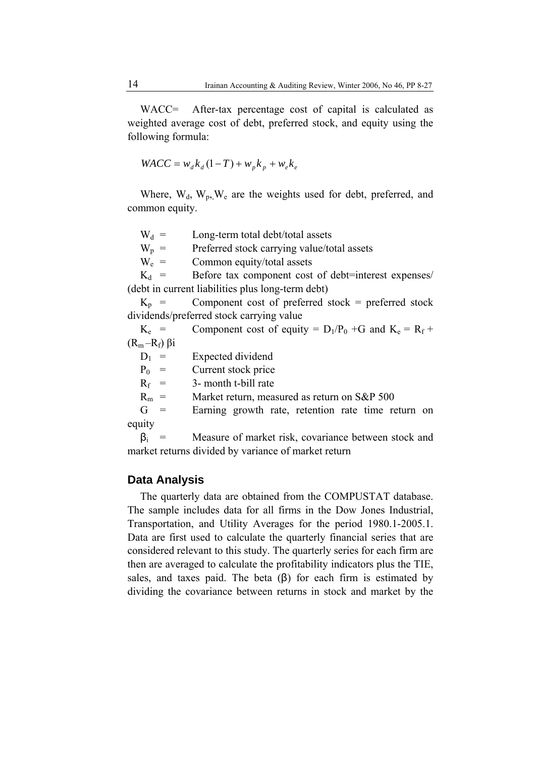WACC= After-tax percentage cost of capital is calculated as weighted average cost of debt, preferred stock, and equity using the following formula:

$$WACC = w_d k_d (1-T) + w_p k_p + w_e k_e$$

Where, $W_d$, $W_p$, $W_e$ are the weights used for debt, preferred, and common equity.

$W_d$ = Long-term total debt/total assets

$W_p$ = Preferred stock carrying value/total assets

$W_e$ = Common equity/total assets

$K_d$ = Before tax component cost of debt=interest expenses/ (debt in current liabilities plus long-term debt)

$K_p$ = Component cost of preferred stock = preferred stock dividends/preferred stock carrying value

$K_e$ = Component cost of equity = $D_1/P_0$ +G and $K_e = R_f + (R_m - R_f)\, \beta i$

$D_1$ = Expected dividend

$P_0$ = Current stock price

$R_f$ = 3- month t-bill rate

$R_m$ = Market return, measured as return on S&P 500

G = Earning growth rate, retention rate time return on equity

$\beta_i$ = Measure of market risk, covariance between stock and market returns divided by variance of market return

## Data Analysis

The quarterly data are obtained from the COMPUSTAT database. The sample includes data for all firms in the Dow Jones Industrial, Transportation, and Utility Averages for the period 1980.1-2005.1. Data are first used to calculate the quarterly financial series that are considered relevant to this study. The quarterly series for each firm are then are averaged to calculate the profitability indicators plus the TIE, sales, and taxes paid. The beta ($\beta$) for each firm is estimated by dividing the covariance between returns in stock and market by the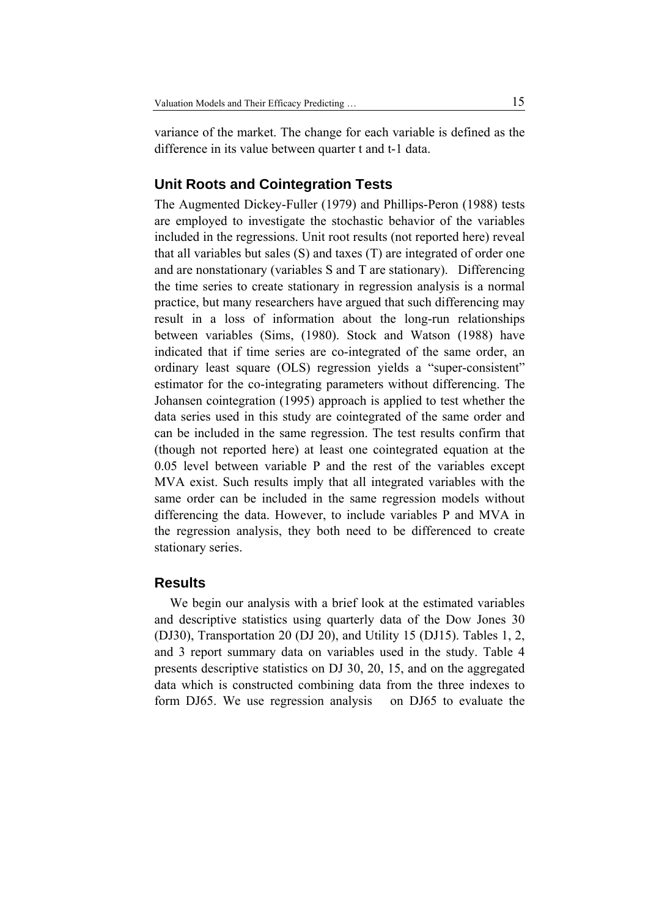variance of the market. The change for each variable is defined as the difference in its value between quarter t and t-1 data.

## Unit Roots and Cointegration Tests

The Augmented Dickey-Fuller (1979) and Phillips-Peron (1988) tests are employed to investigate the stochastic behavior of the variables included in the regressions. Unit root results (not reported here) reveal that all variables but sales (S) and taxes (T) are integrated of order one and are nonstationary (variables S and T are stationary). Differencing the time series to create stationary in regression analysis is a normal practice, but many researchers have argued that such differencing may result in a loss of information about the long-run relationships between variables (Sims, (1980). Stock and Watson (1988) have indicated that if time series are co-integrated of the same order, an ordinary least square (OLS) regression yields a "super-consistent" estimator for the co-integrating parameters without differencing. The Johansen cointegration (1995) approach is applied to test whether the data series used in this study are cointegrated of the same order and can be included in the same regression. The test results confirm that (though not reported here) at least one cointegrated equation at the 0.05 level between variable P and the rest of the variables except MVA exist. Such results imply that all integrated variables with the same order can be included in the same regression models without differencing the data. However, to include variables P and MVA in the regression analysis, they both need to be differenced to create stationary series.

## Results

We begin our analysis with a brief look at the estimated variables and descriptive statistics using quarterly data of the Dow Jones 30 (DJ30), Transportation 20 (DJ 20), and Utility 15 (DJ15). Tables 1, 2, and 3 report summary data on variables used in the study. Table 4 presents descriptive statistics on DJ 30, 20, 15, and on the aggregated data which is constructed combining data from the three indexes to form DJ65. We use regression analysis on DJ65 to evaluate the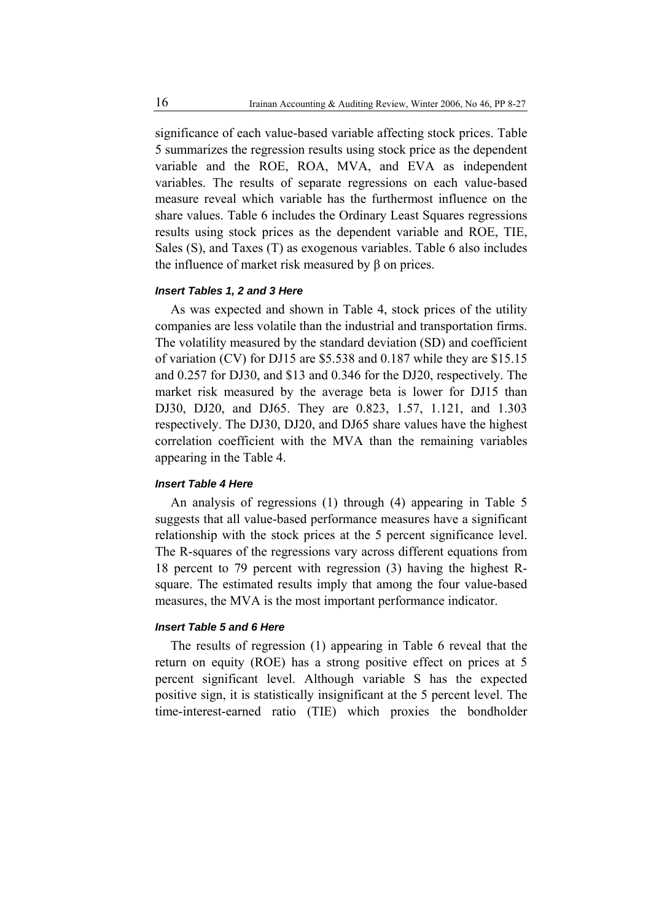significance of each value-based variable affecting stock prices. Table 5 summarizes the regression results using stock price as the dependent variable and the ROE, ROA, MVA, and EVA as independent variables. The results of separate regressions on each value-based measure reveal which variable has the furthermost influence on the share values. Table 6 includes the Ordinary Least Squares regressions results using stock prices as the dependent variable and ROE, TIE, Sales (S), and Taxes (T) as exogenous variables. Table 6 also includes the influence of market risk measured by β on prices.

***Insert Tables 1, 2 and 3 Here***

As was expected and shown in Table 4, stock prices of the utility companies are less volatile than the industrial and transportation firms. The volatility measured by the standard deviation (SD) and coefficient of variation (CV) for DJ15 are $5.538 and 0.187 while they are $15.15 and 0.257 for DJ30, and $13 and 0.346 for the DJ20, respectively. The market risk measured by the average beta is lower for DJ15 than DJ30, DJ20, and DJ65. They are 0.823, 1.57, 1.121, and 1.303 respectively. The DJ30, DJ20, and DJ65 share values have the highest correlation coefficient with the MVA than the remaining variables appearing in the Table 4.

***Insert Table 4 Here***

An analysis of regressions (1) through (4) appearing in Table 5 suggests that all value-based performance measures have a significant relationship with the stock prices at the 5 percent significance level. The R-squares of the regressions vary across different equations from 18 percent to 79 percent with regression (3) having the highest R-square. The estimated results imply that among the four value-based measures, the MVA is the most important performance indicator.

***Insert Table 5 and 6 Here***

The results of regression (1) appearing in Table 6 reveal that the return on equity (ROE) has a strong positive effect on prices at 5 percent significant level. Although variable S has the expected positive sign, it is statistically insignificant at the 5 percent level. The time-interest-earned ratio (TIE) which proxies the bondholder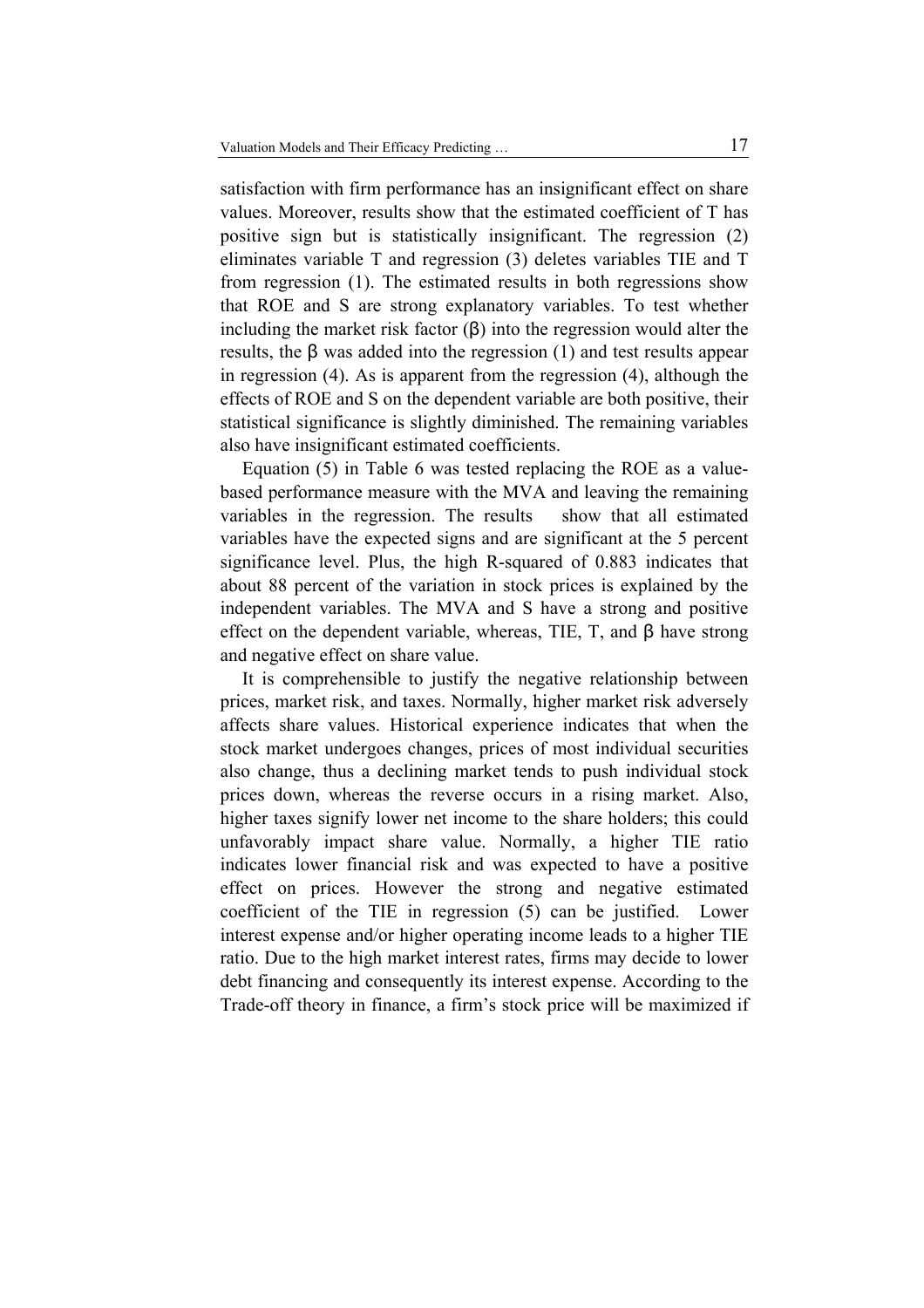satisfaction with firm performance has an insignificant effect on share values. Moreover, results show that the estimated coefficient of T has positive sign but is statistically insignificant. The regression (2) eliminates variable T and regression (3) deletes variables TIE and T from regression (1). The estimated results in both regressions show that ROE and S are strong explanatory variables. To test whether including the market risk factor (β) into the regression would alter the results, the β was added into the regression (1) and test results appear in regression (4). As is apparent from the regression (4), although the effects of ROE and S on the dependent variable are both positive, their statistical significance is slightly diminished. The remaining variables also have insignificant estimated coefficients.

Equation (5) in Table 6 was tested replacing the ROE as a value-based performance measure with the MVA and leaving the remaining variables in the regression. The results show that all estimated variables have the expected signs and are significant at the 5 percent significance level. Plus, the high R-squared of 0.883 indicates that about 88 percent of the variation in stock prices is explained by the independent variables. The MVA and S have a strong and positive effect on the dependent variable, whereas, TIE, T, and β have strong and negative effect on share value.

It is comprehensible to justify the negative relationship between prices, market risk, and taxes. Normally, higher market risk adversely affects share values. Historical experience indicates that when the stock market undergoes changes, prices of most individual securities also change, thus a declining market tends to push individual stock prices down, whereas the reverse occurs in a rising market. Also, higher taxes signify lower net income to the share holders; this could unfavorably impact share value. Normally, a higher TIE ratio indicates lower financial risk and was expected to have a positive effect on prices. However the strong and negative estimated coefficient of the TIE in regression (5) can be justified. Lower interest expense and/or higher operating income leads to a higher TIE ratio. Due to the high market interest rates, firms may decide to lower debt financing and consequently its interest expense. According to the Trade-off theory in finance, a firm's stock price will be maximized if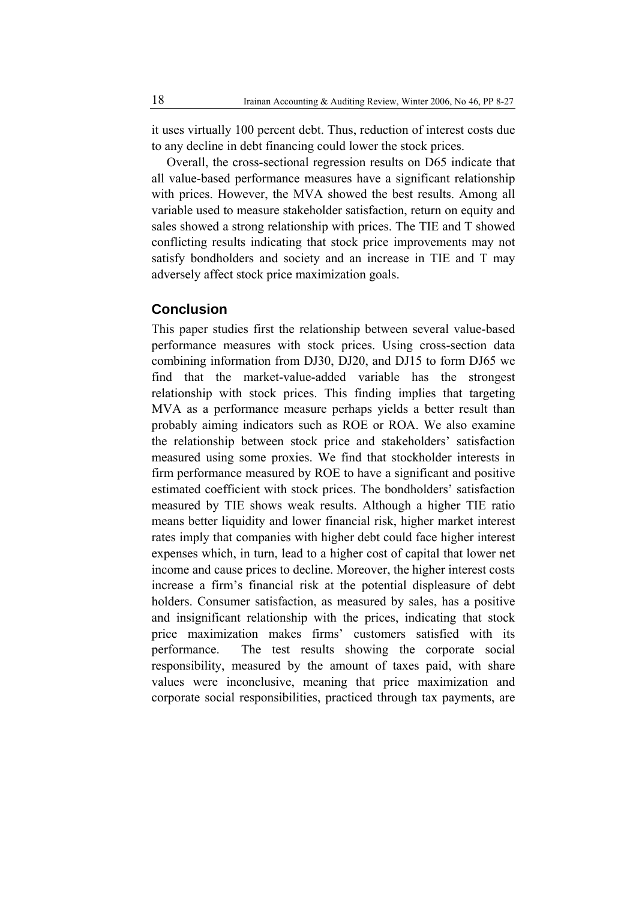it uses virtually 100 percent debt. Thus, reduction of interest costs due to any decline in debt financing could lower the stock prices.

Overall, the cross-sectional regression results on D65 indicate that all value-based performance measures have a significant relationship with prices. However, the MVA showed the best results. Among all variable used to measure stakeholder satisfaction, return on equity and sales showed a strong relationship with prices. The TIE and T showed conflicting results indicating that stock price improvements may not satisfy bondholders and society and an increase in TIE and T may adversely affect stock price maximization goals.

## Conclusion

This paper studies first the relationship between several value-based performance measures with stock prices. Using cross-section data combining information from DJ30, DJ20, and DJ15 to form DJ65 we find that the market-value-added variable has the strongest relationship with stock prices. This finding implies that targeting MVA as a performance measure perhaps yields a better result than probably aiming indicators such as ROE or ROA. We also examine the relationship between stock price and stakeholders' satisfaction measured using some proxies. We find that stockholder interests in firm performance measured by ROE to have a significant and positive estimated coefficient with stock prices. The bondholders' satisfaction measured by TIE shows weak results. Although a higher TIE ratio means better liquidity and lower financial risk, higher market interest rates imply that companies with higher debt could face higher interest expenses which, in turn, lead to a higher cost of capital that lower net income and cause prices to decline. Moreover, the higher interest costs increase a firm's financial risk at the potential displeasure of debt holders. Consumer satisfaction, as measured by sales, has a positive and insignificant relationship with the prices, indicating that stock price maximization makes firms' customers satisfied with its performance. The test results showing the corporate social responsibility, measured by the amount of taxes paid, with share values were inconclusive, meaning that price maximization and corporate social responsibilities, practiced through tax payments, are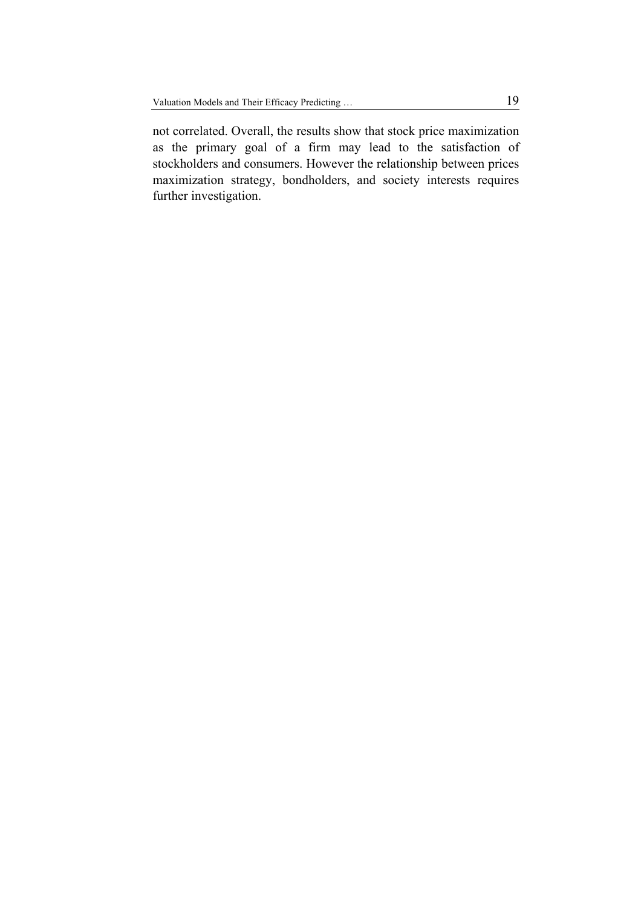not correlated. Overall, the results show that stock price maximization as the primary goal of a firm may lead to the satisfaction of stockholders and consumers. However the relationship between prices maximization strategy, bondholders, and society interests requires further investigation.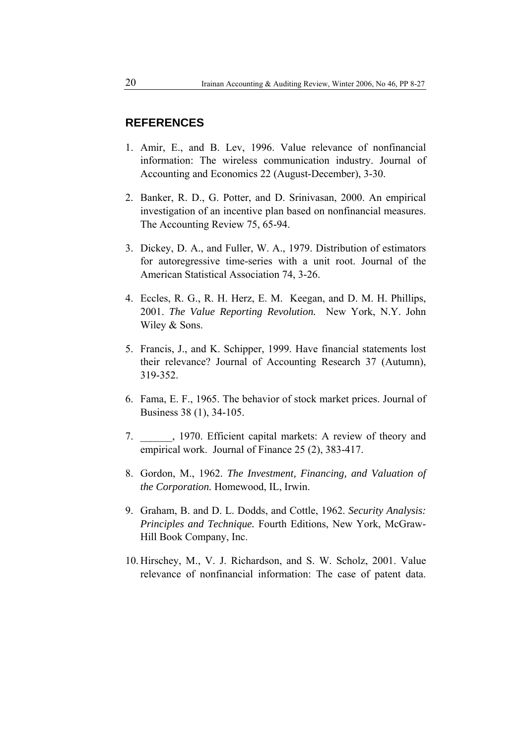## REFERENCES

1. Amir, E., and B. Lev, 1996. Value relevance of nonfinancial information: The wireless communication industry. Journal of Accounting and Economics 22 (August-December), 3-30.

2. Banker, R. D., G. Potter, and D. Srinivasan, 2000. An empirical investigation of an incentive plan based on nonfinancial measures. The Accounting Review 75, 65-94.

3. Dickey, D. A., and Fuller, W. A., 1979. Distribution of estimators for autoregressive time-series with a unit root. Journal of the American Statistical Association 74, 3-26.

4. Eccles, R. G., R. H. Herz, E. M. Keegan, and D. M. H. Phillips, 2001. *The Value Reporting Revolution.* New York, N.Y. John Wiley & Sons.

5. Francis, J., and K. Schipper, 1999. Have financial statements lost their relevance? Journal of Accounting Research 37 (Autumn), 319-352.

6. Fama, E. F., 1965. The behavior of stock market prices. Journal of Business 38 (1), 34-105.

7. ______, 1970. Efficient capital markets: A review of theory and empirical work. Journal of Finance 25 (2), 383-417.

8. Gordon, M., 1962. *The Investment, Financing, and Valuation of the Corporation.* Homewood, IL, Irwin.

9. Graham, B. and D. L. Dodds, and Cottle, 1962. *Security Analysis: Principles and Technique.* Fourth Editions, New York, McGraw-Hill Book Company, Inc.

10. Hirschey, M., V. J. Richardson, and S. W. Scholz, 2001. Value relevance of nonfinancial information: The case of patent data.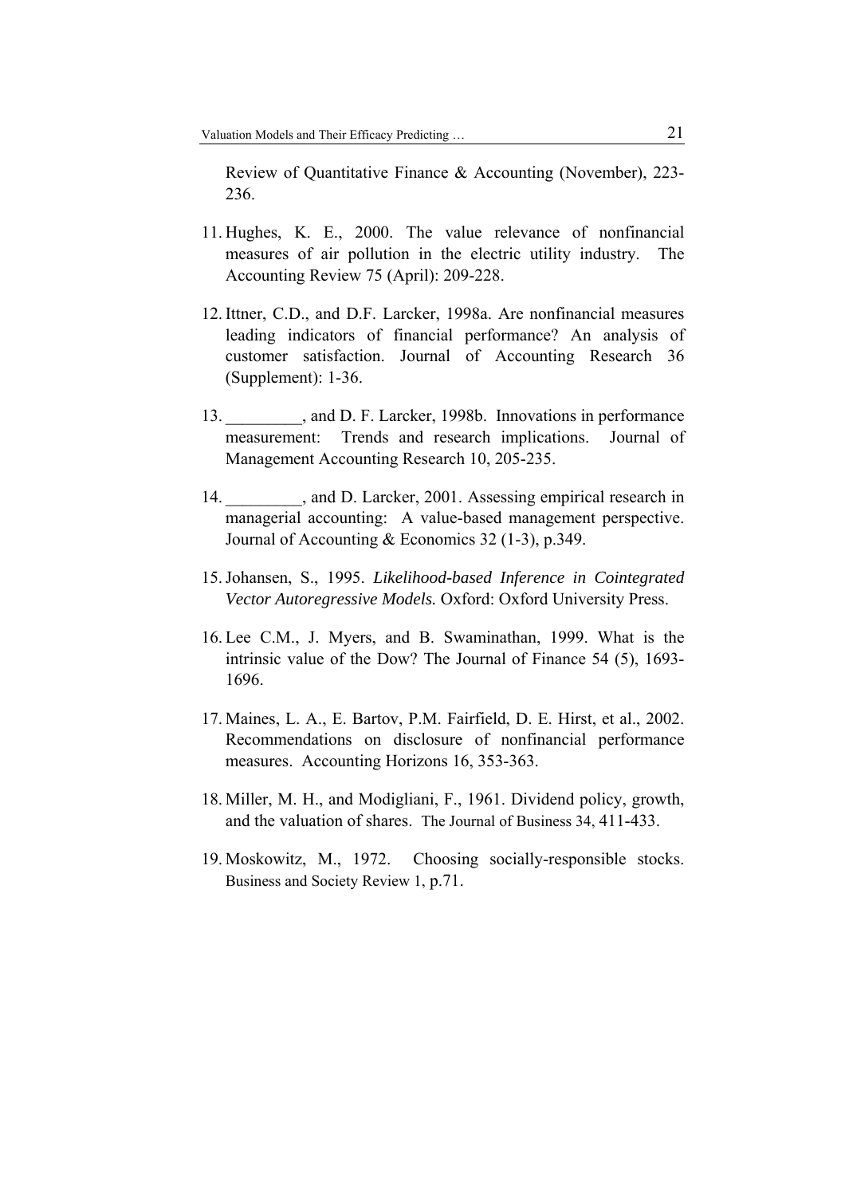Review of Quantitative Finance & Accounting (November), 223-236.

11. Hughes, K. E., 2000. The value relevance of nonfinancial measures of air pollution in the electric utility industry. The Accounting Review 75 (April): 209-228.

12. Ittner, C.D., and D.F. Larcker, 1998a. Are nonfinancial measures leading indicators of financial performance? An analysis of customer satisfaction. Journal of Accounting Research 36 (Supplement): 1-36.

13. _________, and D. F. Larcker, 1998b. Innovations in performance measurement: Trends and research implications. Journal of Management Accounting Research 10, 205-235.

14. _________, and D. Larcker, 2001. Assessing empirical research in managerial accounting: A value-based management perspective. Journal of Accounting & Economics 32 (1-3), p.349.

15. Johansen, S., 1995. *Likelihood-based Inference in Cointegrated Vector Autoregressive Models.* Oxford: Oxford University Press.

16. Lee C.M., J. Myers, and B. Swaminathan, 1999. What is the intrinsic value of the Dow? The Journal of Finance 54 (5), 1693-1696.

17. Maines, L. A., E. Bartov, P.M. Fairfield, D. E. Hirst, et al., 2002. Recommendations on disclosure of nonfinancial performance measures. Accounting Horizons 16, 353-363.

18. Miller, M. H., and Modigliani, F., 1961. Dividend policy, growth, and the valuation of shares. The Journal of Business 34, 411-433.

19. Moskowitz, M., 1972. Choosing socially-responsible stocks. Business and Society Review 1, p.71.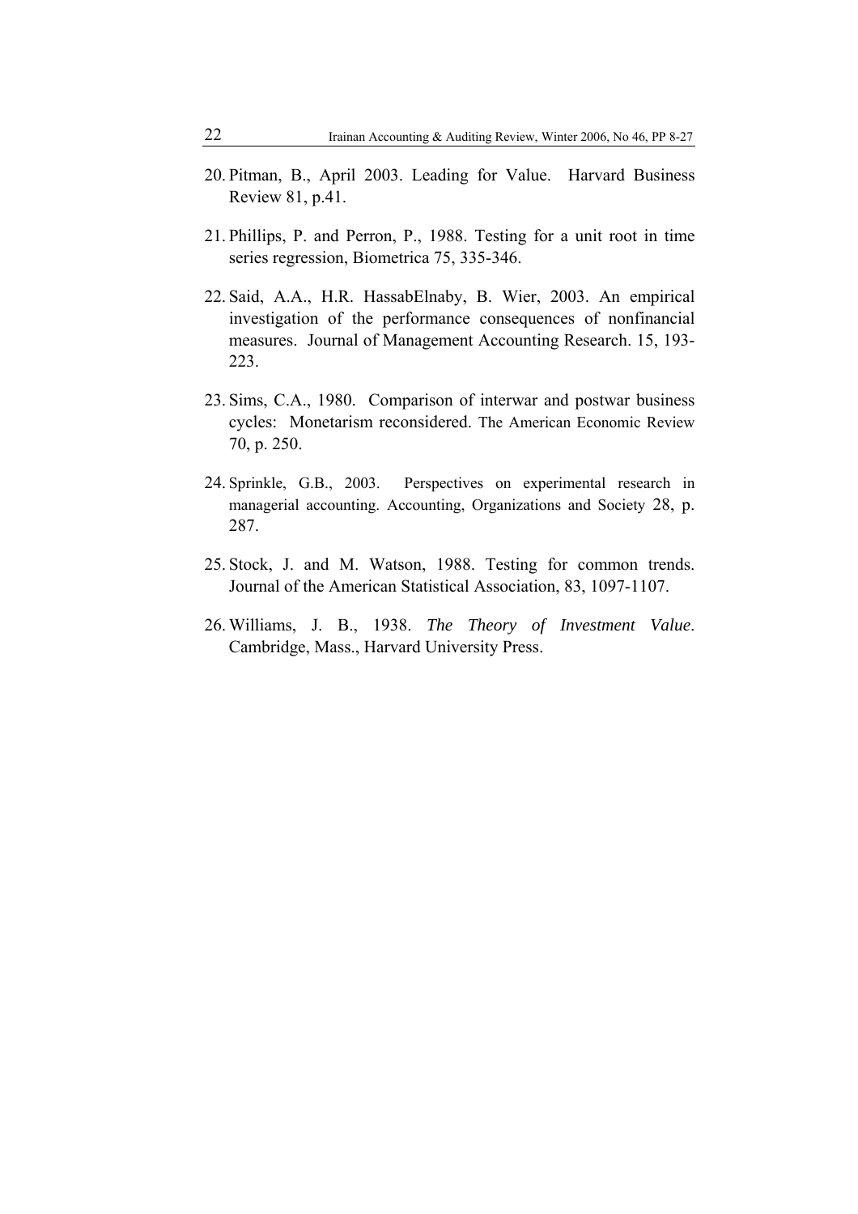20. Pitman, B., April 2003. Leading for Value. Harvard Business Review 81, p.41.

21. Phillips, P. and Perron, P., 1988. Testing for a unit root in time series regression, Biometrica 75, 335-346.

22. Said, A.A., H.R. HassabElnaby, B. Wier, 2003. An empirical investigation of the performance consequences of nonfinancial measures. Journal of Management Accounting Research. 15, 193-223.

23. Sims, C.A., 1980. Comparison of interwar and postwar business cycles: Monetarism reconsidered. The American Economic Review 70, p. 250.

24. Sprinkle, G.B., 2003. Perspectives on experimental research in managerial accounting. Accounting, Organizations and Society 28, p. 287.

25. Stock, J. and M. Watson, 1988. Testing for common trends. Journal of the American Statistical Association, 83, 1097-1107.

26. Williams, J. B., 1938. *The Theory of Investment Value*. Cambridge, Mass., Harvard University Press.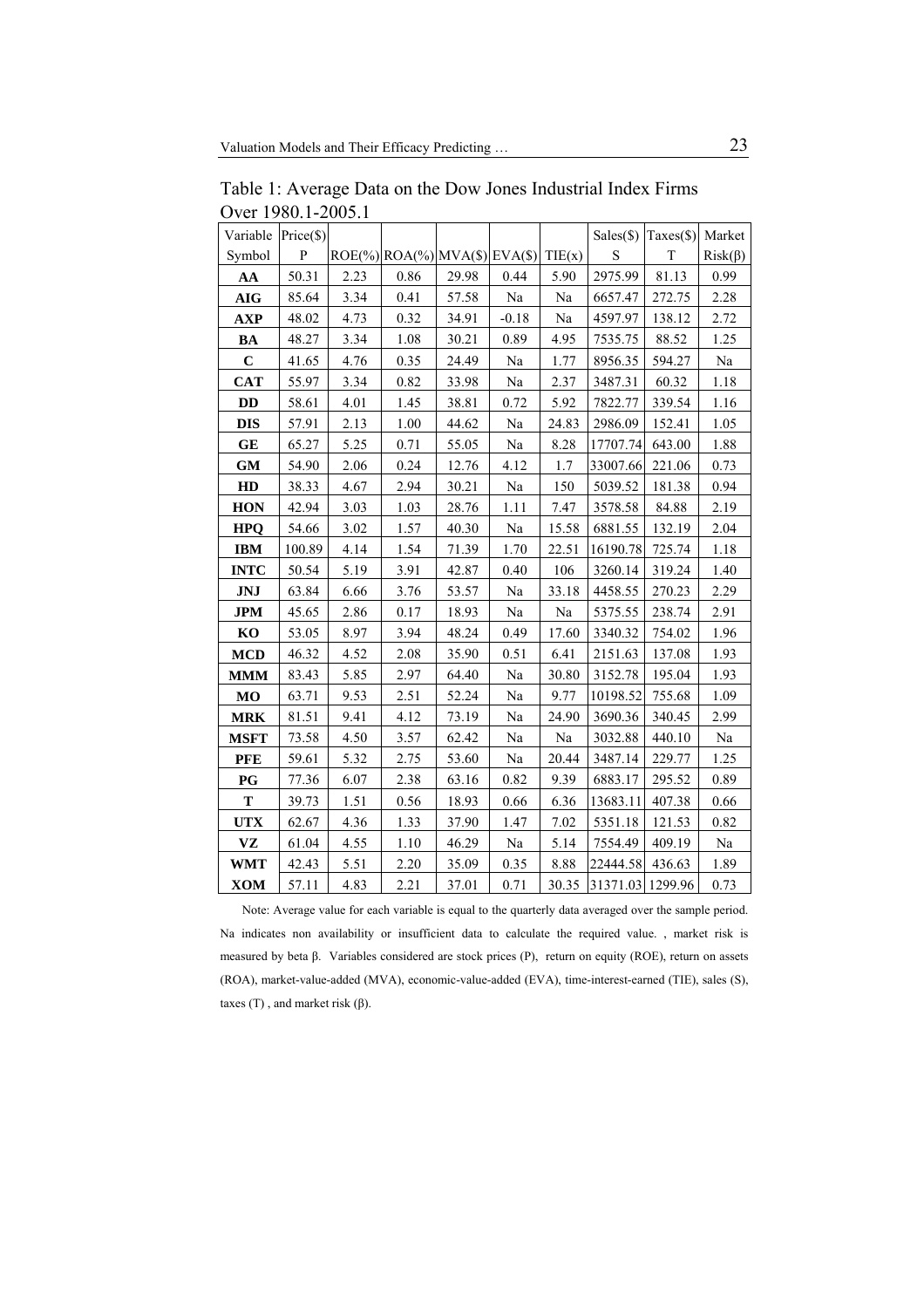Table 1: Average Data on the Dow Jones Industrial Index Firms Over 1980.1-2005.1

| Variable | Price($) | | | | | | Sales($) | Taxes($) | Market |
|---|---|---|---|---|---|---|---|---|---|
| Symbol | P | ROE(%) | ROA(%) | MVA($) | EVA($) | TIE(x) | S | T | Risk(β) |
| **AA** | 50.31 | 2.23 | 0.86 | 29.98 | 0.44 | 5.90 | 2975.99 | 81.13 | 0.99 |
| **AIG** | 85.64 | 3.34 | 0.41 | 57.58 | Na | Na | 6657.47 | 272.75 | 2.28 |
| **AXP** | 48.02 | 4.73 | 0.32 | 34.91 | -0.18 | Na | 4597.97 | 138.12 | 2.72 |
| **BA** | 48.27 | 3.34 | 1.08 | 30.21 | 0.89 | 4.95 | 7535.75 | 88.52 | 1.25 |
| **C** | 41.65 | 4.76 | 0.35 | 24.49 | Na | 1.77 | 8956.35 | 594.27 | Na |
| **CAT** | 55.97 | 3.34 | 0.82 | 33.98 | Na | 2.37 | 3487.31 | 60.32 | 1.18 |
| **DD** | 58.61 | 4.01 | 1.45 | 38.81 | 0.72 | 5.92 | 7822.77 | 339.54 | 1.16 |
| **DIS** | 57.91 | 2.13 | 1.00 | 44.62 | Na | 24.83 | 2986.09 | 152.41 | 1.05 |
| **GE** | 65.27 | 5.25 | 0.71 | 55.05 | Na | 8.28 | 17707.74 | 643.00 | 1.88 |
| **GM** | 54.90 | 2.06 | 0.24 | 12.76 | 4.12 | 1.7 | 33007.66 | 221.06 | 0.73 |
| **HD** | 38.33 | 4.67 | 2.94 | 30.21 | Na | 150 | 5039.52 | 181.38 | 0.94 |
| **HON** | 42.94 | 3.03 | 1.03 | 28.76 | 1.11 | 7.47 | 3578.58 | 84.88 | 2.19 |
| **HPQ** | 54.66 | 3.02 | 1.57 | 40.30 | Na | 15.58 | 6881.55 | 132.19 | 2.04 |
| **IBM** | 100.89 | 4.14 | 1.54 | 71.39 | 1.70 | 22.51 | 16190.78 | 725.74 | 1.18 |
| **INTC** | 50.54 | 5.19 | 3.91 | 42.87 | 0.40 | 106 | 3260.14 | 319.24 | 1.40 |
| **JNJ** | 63.84 | 6.66 | 3.76 | 53.57 | Na | 33.18 | 4458.55 | 270.23 | 2.29 |
| **JPM** | 45.65 | 2.86 | 0.17 | 18.93 | Na | Na | 5375.55 | 238.74 | 2.91 |
| **KO** | 53.05 | 8.97 | 3.94 | 48.24 | 0.49 | 17.60 | 3340.32 | 754.02 | 1.96 |
| **MCD** | 46.32 | 4.52 | 2.08 | 35.90 | 0.51 | 6.41 | 2151.63 | 137.08 | 1.93 |
| **MMM** | 83.43 | 5.85 | 2.97 | 64.40 | Na | 30.80 | 3152.78 | 195.04 | 1.93 |
| **MO** | 63.71 | 9.53 | 2.51 | 52.24 | Na | 9.77 | 10198.52 | 755.68 | 1.09 |
| **MRK** | 81.51 | 9.41 | 4.12 | 73.19 | Na | 24.90 | 3690.36 | 340.45 | 2.99 |
| **MSFT** | 73.58 | 4.50 | 3.57 | 62.42 | Na | Na | 3032.88 | 440.10 | Na |
| **PFE** | 59.61 | 5.32 | 2.75 | 53.60 | Na | 20.44 | 3487.14 | 229.77 | 1.25 |
| **PG** | 77.36 | 6.07 | 2.38 | 63.16 | 0.82 | 9.39 | 6883.17 | 295.52 | 0.89 |
| **T** | 39.73 | 1.51 | 0.56 | 18.93 | 0.66 | 6.36 | 13683.11 | 407.38 | 0.66 |
| **UTX** | 62.67 | 4.36 | 1.33 | 37.90 | 1.47 | 7.02 | 5351.18 | 121.53 | 0.82 |
| **VZ** | 61.04 | 4.55 | 1.10 | 46.29 | Na | 5.14 | 7554.49 | 409.19 | Na |
| **WMT** | 42.43 | 5.51 | 2.20 | 35.09 | 0.35 | 8.88 | 22444.58 | 436.63 | 1.89 |
| **XOM** | 57.11 | 4.83 | 2.21 | 37.01 | 0.71 | 30.35 | 31371.03 | 1299.96 | 0.73 |

Note: Average value for each variable is equal to the quarterly data averaged over the sample period. Na indicates non availability or insufficient data to calculate the required value. , market risk is measured by beta β. Variables considered are stock prices (P), return on equity (ROE), return on assets (ROA), market-value-added (MVA), economic-value-added (EVA), time-interest-earned (TIE), sales (S), taxes (T) , and market risk (β).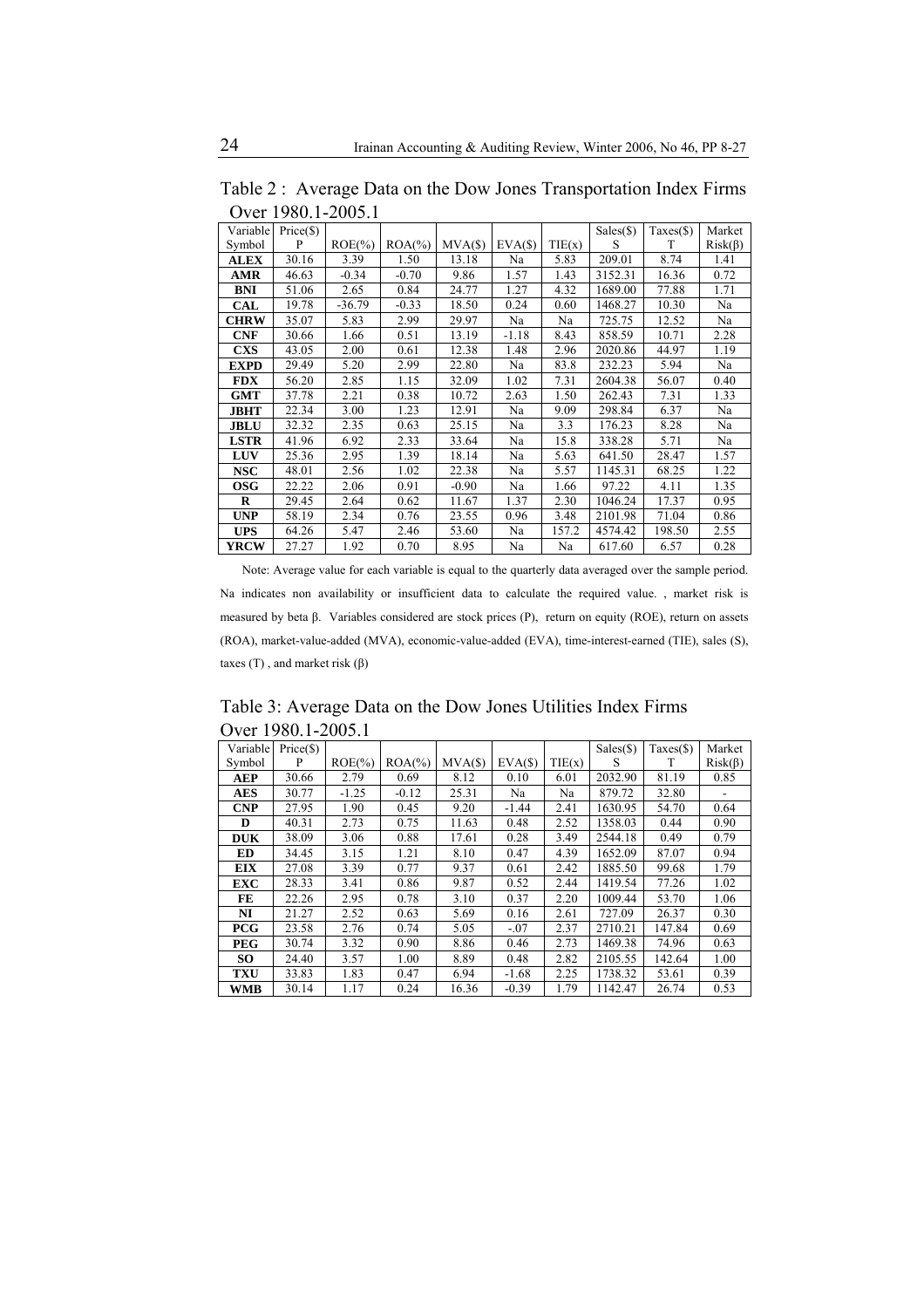Table 2 : Average Data on the Dow Jones Transportation Index Firms Over 1980.1-2005.1

| Variable Symbol | Price($) P | ROE(%) | ROA(%) | MVA($) | EVA($) | TIE(x) | Sales($) S | Taxes($) T | Market Risk(β) |
|---|---|---|---|---|---|---|---|---|---|
| **ALEX** | 30.16 | 3.39 | 1.50 | 13.18 | Na | 5.83 | 209.01 | 8.74 | 1.41 |
| **AMR** | 46.63 | -0.34 | -0.70 | 9.86 | 1.57 | 1.43 | 3152.31 | 16.36 | 0.72 |
| **BNI** | 51.06 | 2.65 | 0.84 | 24.77 | 1.27 | 4.32 | 1689.00 | 77.88 | 1.71 |
| **CAL** | 19.78 | -36.79 | -0.33 | 18.50 | 0.24 | 0.60 | 1468.27 | 10.30 | Na |
| **CHRW** | 35.07 | 5.83 | 2.99 | 29.97 | Na | Na | 725.75 | 12.52 | Na |
| **CNF** | 30.66 | 1.66 | 0.51 | 13.19 | -1.18 | 8.43 | 858.59 | 10.71 | 2.28 |
| **CXS** | 43.05 | 2.00 | 0.61 | 12.38 | 1.48 | 2.96 | 2020.86 | 44.97 | 1.19 |
| **EXPD** | 29.49 | 5.20 | 2.99 | 22.80 | Na | 83.8 | 232.23 | 5.94 | Na |
| **FDX** | 56.20 | 2.85 | 1.15 | 32.09 | 1.02 | 7.31 | 2604.38 | 56.07 | 0.40 |
| **GMT** | 37.78 | 2.21 | 0.38 | 10.72 | 2.63 | 1.50 | 262.43 | 7.31 | 1.33 |
| **JBHT** | 22.34 | 3.00 | 1.23 | 12.91 | Na | 9.09 | 298.84 | 6.37 | Na |
| **JBLU** | 32.32 | 2.35 | 0.63 | 25.15 | Na | 3.3 | 176.23 | 8.28 | Na |
| **LSTR** | 41.96 | 6.92 | 2.33 | 33.64 | Na | 15.8 | 338.28 | 5.71 | Na |
| **LUV** | 25.36 | 2.95 | 1.39 | 18.14 | Na | 5.63 | 641.50 | 28.47 | 1.57 |
| **NSC** | 48.01 | 2.56 | 1.02 | 22.38 | Na | 5.57 | 1145.31 | 68.25 | 1.22 |
| **OSG** | 22.22 | 2.06 | 0.91 | -0.90 | Na | 1.66 | 97.22 | 4.11 | 1.35 |
| **R** | 29.45 | 2.64 | 0.62 | 11.67 | 1.37 | 2.30 | 1046.24 | 17.37 | 0.95 |
| **UNP** | 58.19 | 2.34 | 0.76 | 23.55 | 0.96 | 3.48 | 2101.98 | 71.04 | 0.86 |
| **UPS** | 64.26 | 5.47 | 2.46 | 53.60 | Na | 157.2 | 4574.42 | 198.50 | 2.55 |
| **YRCW** | 27.27 | 1.92 | 0.70 | 8.95 | Na | Na | 617.60 | 6.57 | 0.28 |

Note: Average value for each variable is equal to the quarterly data averaged over the sample period. Na indicates non availability or insufficient data to calculate the required value. , market risk is measured by beta β. Variables considered are stock prices (P), return on equity (ROE), return on assets (ROA), market-value-added (MVA), economic-value-added (EVA), time-interest-earned (TIE), sales (S), taxes (T) , and market risk (β)

Table 3: Average Data on the Dow Jones Utilities Index Firms Over 1980.1-2005.1

| Variable Symbol | Price($) P | ROE(%) | ROA(%) | MVA($) | EVA($) | TIE(x) | Sales($) S | Taxes($) T | Market Risk(β) |
|---|---|---|---|---|---|---|---|---|---|
| **AEP** | 30.66 | 2.79 | 0.69 | 8.12 | 0.10 | 6.01 | 2032.90 | 81.19 | 0.85 |
| **AES** | 30.77 | -1.25 | -0.12 | 25.31 | Na | Na | 879.72 | 32.80 | - |
| **CNP** | 27.95 | 1.90 | 0.45 | 9.20 | -1.44 | 2.41 | 1630.95 | 54.70 | 0.64 |
| **D** | 40.31 | 2.73 | 0.75 | 11.63 | 0.48 | 2.52 | 1358.03 | 0.44 | 0.90 |
| **DUK** | 38.09 | 3.06 | 0.88 | 17.61 | 0.28 | 3.49 | 2544.18 | 0.49 | 0.79 |
| **ED** | 34.45 | 3.15 | 1.21 | 8.10 | 0.47 | 4.39 | 1652.09 | 87.07 | 0.94 |
| **EIX** | 27.08 | 3.39 | 0.77 | 9.37 | 0.61 | 2.42 | 1885.50 | 99.68 | 1.79 |
| **EXC** | 28.33 | 3.41 | 0.86 | 9.87 | 0.52 | 2.44 | 1419.54 | 77.26 | 1.02 |
| **FE** | 22.26 | 2.95 | 0.78 | 3.10 | 0.37 | 2.20 | 1009.44 | 53.70 | 1.06 |
| **NI** | 21.27 | 2.52 | 0.63 | 5.69 | 0.16 | 2.61 | 727.09 | 26.37 | 0.30 |
| **PCG** | 23.58 | 2.76 | 0.74 | 5.05 | -.07 | 2.37 | 2710.21 | 147.84 | 0.69 |
| **PEG** | 30.74 | 3.32 | 0.90 | 8.86 | 0.46 | 2.73 | 1469.38 | 74.96 | 0.63 |
| **SO** | 24.40 | 3.57 | 1.00 | 8.89 | 0.48 | 2.82 | 2105.55 | 142.64 | 1.00 |
| **TXU** | 33.83 | 1.83 | 0.47 | 6.94 | -1.68 | 2.25 | 1738.32 | 53.61 | 0.39 |
| **WMB** | 30.14 | 1.17 | 0.24 | 16.36 | -0.39 | 1.79 | 1142.47 | 26.74 | 0.53 |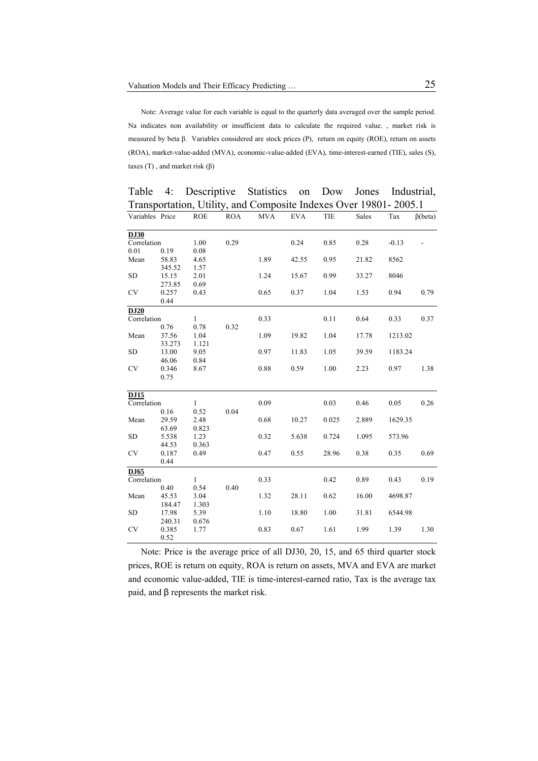Note: Average value for each variable is equal to the quarterly data averaged over the sample period. Na indicates non availability or insufficient data to calculate the required value. , market risk is measured by beta β. Variables considered are stock prices (P), return on equity (ROE), return on assets (ROA), market-value-added (MVA), economic-value-added (EVA), time-interest-earned (TIE), sales (S), taxes (T) , and market risk (β)

Table 4: Descriptive Statistics on Dow Jones Industrial, Transportation, Utility, and Composite Indexes Over 19801- 2005.1

| Variables | Price | ROE | ROA | MVA | EVA | TIE | Sales | Tax | β(beta) |
|---|---|---|---|---|---|---|---|---|---|
| **DJ30** | | | | | | | | | |
| Correlation | | 1.00 | 0.29 | | 0.24 | 0.85 | 0.28 | -0.13 | - |
| 0.01 | 0.19 | 0.08 | | | | | | | |
| Mean | 58.83 | 4.65 | | 1.89 | 42.55 | 0.95 | 21.82 | 8562 | |
| | 345.52 | 1.57 | | | | | | | |
| SD | 15.15 | 2.01 | | 1.24 | 15.67 | 0.99 | 33.27 | 8046 | |
| | 273.85 | 0.69 | | | | | | | |
| CV | 0.257 | 0.43 | | 0.65 | 0.37 | 1.04 | 1.53 | 0.94 | 0.79 |
| | 0.44 | | | | | | | | |
| **DJ20** | | | | | | | | | |
| Correlation | | 1 | | 0.33 | | 0.11 | 0.64 | 0.33 | 0.37 |
| | 0.76 | 0.78 | 0.32 | | | | | | |
| Mean | 37.56 | 1.04 | | 1.09 | 19.82 | 1.04 | 17.78 | 1213.02 | |
| | 33.273 | 1.121 | | | | | | | |
| SD | 13.00 | 9.05 | | 0.97 | 11.83 | 1.05 | 39.59 | 1183.24 | |
| | 46.06 | 0.84 | | | | | | | |
| CV | 0.346 | 8.67 | | 0.88 | 0.59 | 1.00 | 2.23 | 0.97 | 1.38 |
| | 0.75 | | | | | | | | |
| **DJ15** | | | | | | | | | |
| Correlation | | 1 | | 0.09 | | 0.03 | 0.46 | 0.05 | 0.26 |
| | 0.16 | 0.52 | 0.04 | | | | | | |
| Mean | 29.59 | 2.48 | | 0.68 | 10.27 | 0.025 | 2.889 | 1629.35 | |
| | 63.69 | 0.823 | | | | | | | |
| SD | 5.538 | 1.23 | | 0.32 | 5.638 | 0.724 | 1.095 | 573.96 | |
| | 44.53 | 0.363 | | | | | | | |
| CV | 0.187 | 0.49 | | 0.47 | 0.55 | 28.96 | 0.38 | 0.35 | 0.69 |
| | 0.44 | | | | | | | | |
| **DJ65** | | | | | | | | | |
| Correlation | | 1 | | 0.33 | | 0.42 | 0.89 | 0.43 | 0.19 |
| | 0.40 | 0.54 | 0.40 | | | | | | |
| Mean | 45.53 | 3.04 | | 1.32 | 28.11 | 0.62 | 16.00 | 4698.87 | |
| | 184.47 | 1.303 | | | | | | | |
| SD | 17.98 | 5.39 | | 1.10 | 18.80 | 1.00 | 31.81 | 6544.98 | |
| | 240.31 | 0.676 | | | | | | | |
| CV | 0.385 | 1.77 | | 0.83 | 0.67 | 1.61 | 1.99 | 1.39 | 1.30 |
| | 0.52 | | | | | | | | |

Note: Price is the average price of all DJ30, 20, 15, and 65 third quarter stock prices, ROE is return on equity, ROA is return on assets, MVA and EVA are market and economic value-added, TIE is time-interest-earned ratio, Tax is the average tax paid, and β represents the market risk.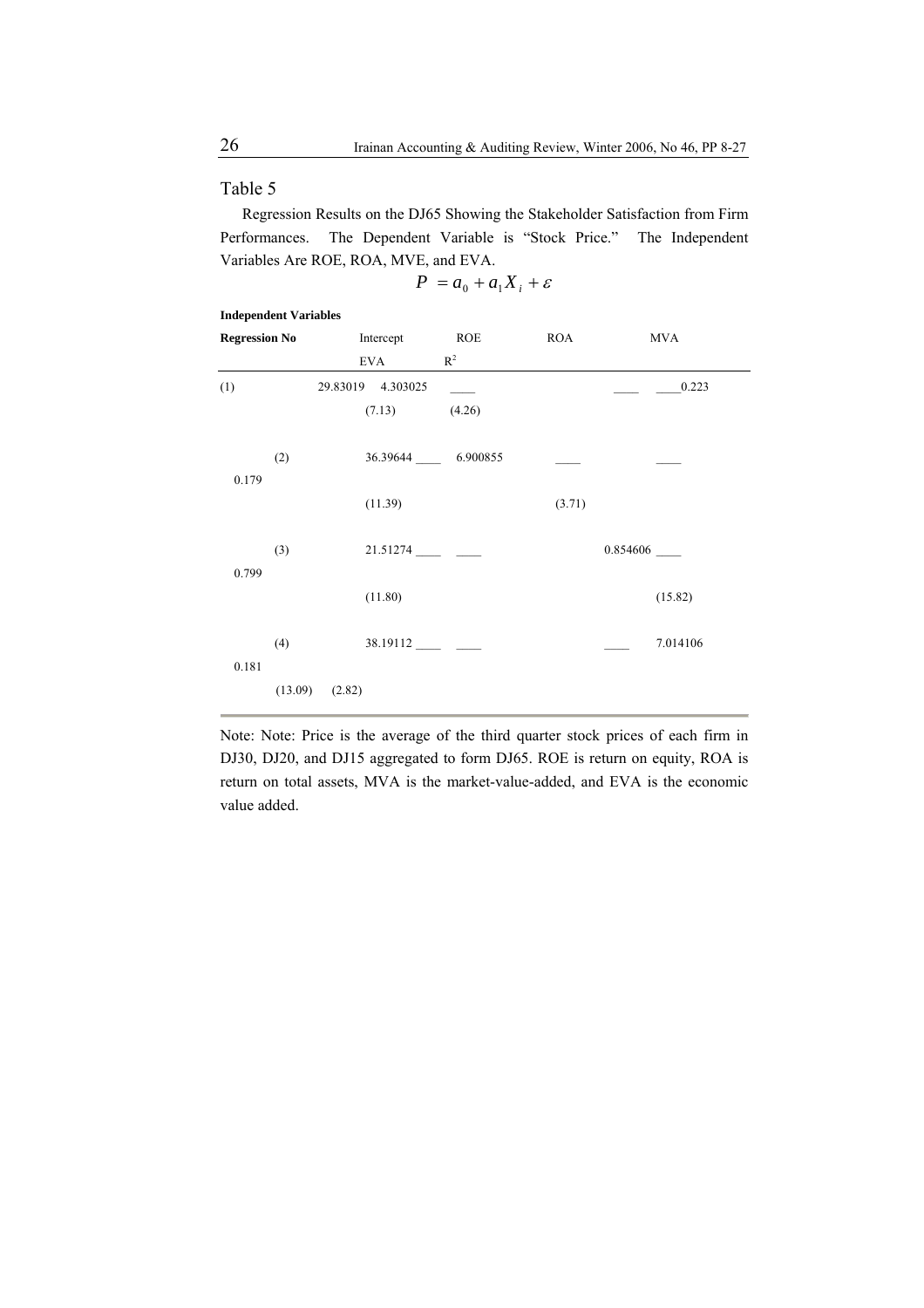## Table 5

Regression Results on the DJ65 Showing the Stakeholder Satisfaction from Firm Performances. The Dependent Variable is "Stock Price." The Independent Variables Are ROE, ROA, MVE, and EVA.

$$P = a_0 + a_1 X_i + \varepsilon$$

| **Regression No** | **Independent Variables** | | | | | |
|---|---|---|---|---|---|---|
| | Intercept | ROE | ROA | MVA | EVA | $R^2$ |
| (1) | 29.83019 | 4.303025 | ____ | ____ | ____ | 0.223 |
| | (7.13) | (4.26) | | | | |
| (2) | 36.39644 | ____ | 6.900855 | ____ | ____ | 0.179 |
| | (11.39) | | (3.71) | | | |
| (3) | 21.51274 | ____ | ____ | 0.854606 | ____ | 0.799 |
| | (11.80) | | | (15.82) | | |
| (4) | 38.19112 | ____ | ____ | ____ | 7.014106 | 0.181 |
| | (13.09) | | | | (2.82) | |

Note: Note: Price is the average of the third quarter stock prices of each firm in DJ30, DJ20, and DJ15 aggregated to form DJ65. ROE is return on equity, ROA is return on total assets, MVA is the market-value-added, and EVA is the economic value added.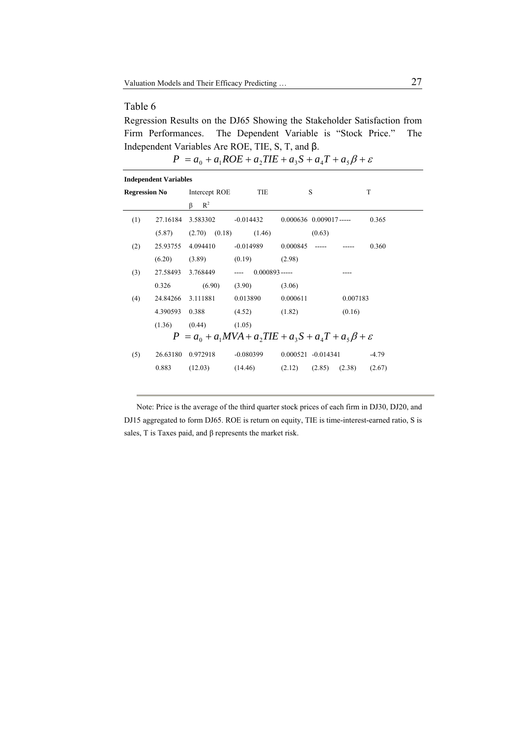## Table 6

Regression Results on the DJ65 Showing the Stakeholder Satisfaction from Firm Performances. The Dependent Variable is "Stock Price." The Independent Variables Are ROE, TIE, S, T, and β.

$$P = a_0 + a_1 ROE + a_2 TIE + a_3 S + a_4 T + a_5 \beta + \varepsilon$$

| Independent Variables | | | | | | | |
|---|---|---|---|---|---|---|---|
| Regression No | Intercept | ROE | TIE | S | T | β | $R^2$ |
| (1) | 27.16184 | 3.583302 | -0.014432 | 0.000636 | 0.009017 | ----- | 0.365 |
| | (5.87) | (2.70) | (0.18) | (1.46) | (0.63) | | |
| (2) | 25.93755 | 4.094410 | -0.014989 | 0.000845 | ----- | ----- | 0.360 |
| | (6.20) | (3.89) | (0.19) | (2.98) | | | |
| (3) | 27.58493 | 3.768449 | ---- | 0.000893 | ----- | ---- | 0.326 |
| | (6.90) | (3.90) | | (3.06) | | | |
| (4) | 24.84266 | 3.111881 | 0.013890 | 0.000611 | 0.007183 | 4.390593 | 0.388 |
| | (4.52) | (1.82) | (0.16) | (1.36) | (0.44) | (1.05) | |

$$P = a_0 + a_1 MVA + a_2 TIE + a_3 S + a_4 T + a_5 \beta + \varepsilon$$

| Regression No | Intercept | MVA | TIE | S | T | β | $R^2$ |
|---|---|---|---|---|---|---|---|
| (5) | 26.63180 | 0.972918 | -0.080399 | 0.000521 | -0.014341 | -4.79 | 0.883 |
| | (12.03) | (14.46) | (2.12) | (2.85) | (2.38) | (2.67) | |

Note: Price is the average of the third quarter stock prices of each firm in DJ30, DJ20, and DJ15 aggregated to form DJ65. ROE is return on equity, TIE is time-interest-earned ratio, S is sales, T is Taxes paid, and β represents the market risk.